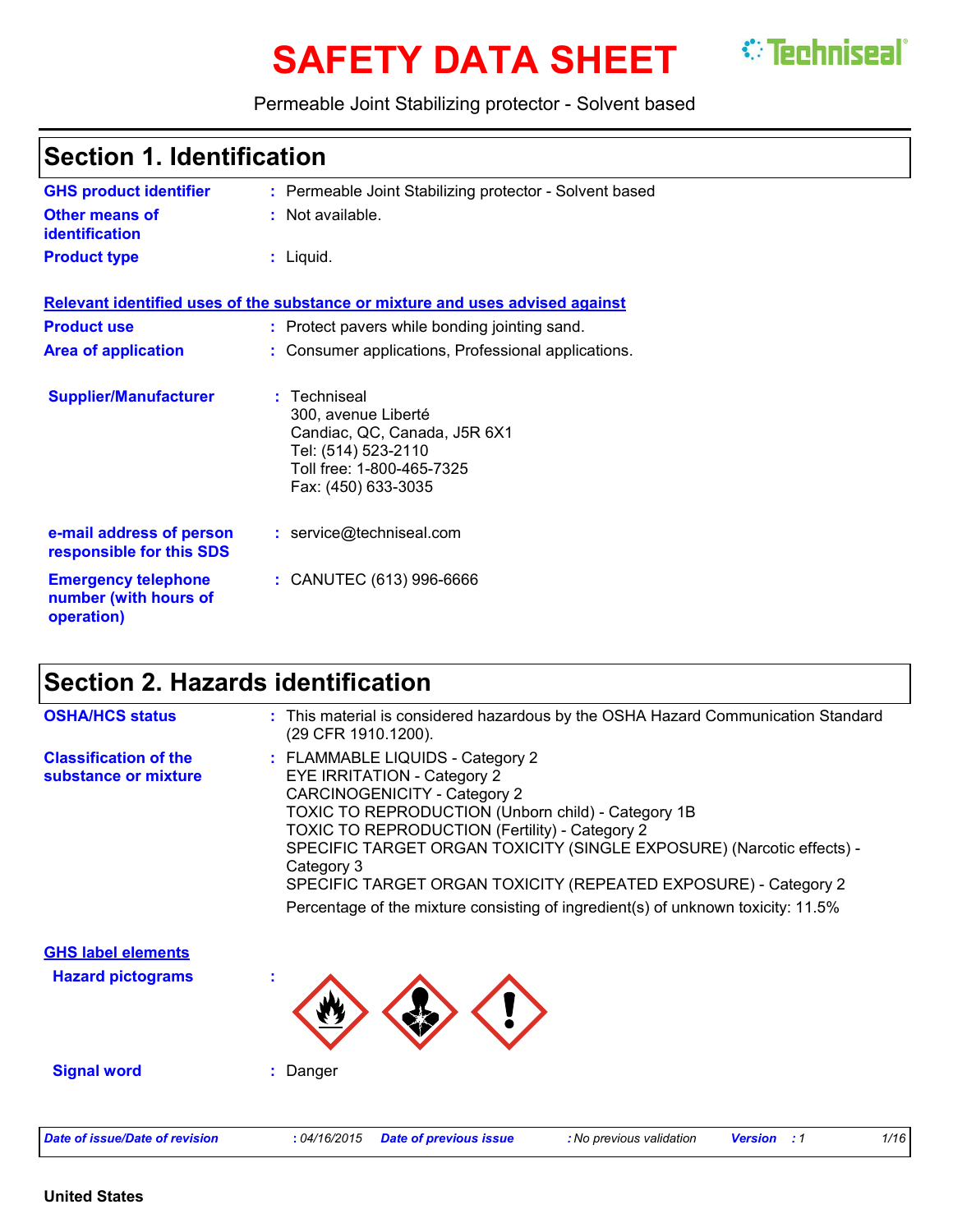# SAFETY DATA SHEET

Techniseal

Permeable Joint Stabilizing protector - Solvent based

## Section 1. Identification

**GHS product identifier** : Permeable Joint Stabilizing protector - Solvent based

**Other means of identification** : Not available.

**Product type** : Liquid.

**Relevant identified uses of the substance or mixture and uses advised against**

**Product use** : Protect pavers while bonding jointing sand.

**Area of application** : Consumer applications, Professional applications.

**Supplier/Manufacturer** : Techniseal
300, avenue Liberté
Candiac, QC, Canada, J5R 6X1
Tel: (514) 523-2110
Toll free: 1-800-465-7325
Fax: (450) 633-3035

**e-mail address of person responsible for this SDS** : service@techniseal.com

**Emergency telephone number (with hours of operation)** : CANUTEC (613) 996-6666

## Section 2. Hazards identification

**OSHA/HCS status** : This material is considered hazardous by the OSHA Hazard Communication Standard (29 CFR 1910.1200).

**Classification of the substance or mixture** : FLAMMABLE LIQUIDS - Category 2
EYE IRRITATION - Category 2
CARCINOGENICITY - Category 2
TOXIC TO REPRODUCTION (Unborn child) - Category 1B
TOXIC TO REPRODUCTION (Fertility) - Category 2
SPECIFIC TARGET ORGAN TOXICITY (SINGLE EXPOSURE) (Narcotic effects) - Category 3
SPECIFIC TARGET ORGAN TOXICITY (REPEATED EXPOSURE) - Category 2

Percentage of the mixture consisting of ingredient(s) of unknown toxicity: 11.5%

**GHS label elements**

**Hazard pictograms** :

**Signal word** : Danger

United States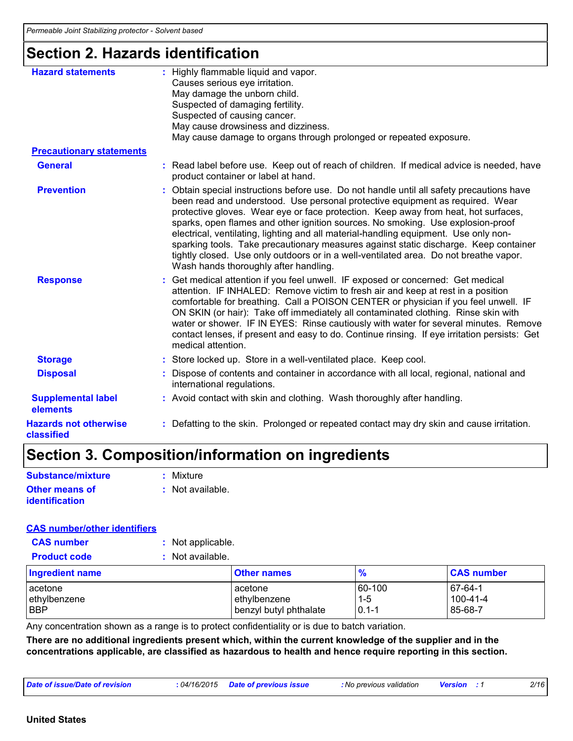## Section 2. Hazards identification

**Hazard statements** : Highly flammable liquid and vapor.
Causes serious eye irritation.
May damage the unborn child.
Suspected of damaging fertility.
Suspected of causing cancer.
May cause drowsiness and dizziness.
May cause damage to organs through prolonged or repeated exposure.

**Precautionary statements**

**General** : Read label before use. Keep out of reach of children. If medical advice is needed, have product container or label at hand.

**Prevention** : Obtain special instructions before use. Do not handle until all safety precautions have been read and understood. Use personal protective equipment as required. Wear protective gloves. Wear eye or face protection. Keep away from heat, hot surfaces, sparks, open flames and other ignition sources. No smoking. Use explosion-proof electrical, ventilating, lighting and all material-handling equipment. Use only non-sparking tools. Take precautionary measures against static discharge. Keep container tightly closed. Use only outdoors or in a well-ventilated area. Do not breathe vapor. Wash hands thoroughly after handling.

**Response** : Get medical attention if you feel unwell. IF exposed or concerned: Get medical attention. IF INHALED: Remove victim to fresh air and keep at rest in a position comfortable for breathing. Call a POISON CENTER or physician if you feel unwell. IF ON SKIN (or hair): Take off immediately all contaminated clothing. Rinse skin with water or shower. IF IN EYES: Rinse cautiously with water for several minutes. Remove contact lenses, if present and easy to do. Continue rinsing. If eye irritation persists: Get medical attention.

**Storage** : Store locked up. Store in a well-ventilated place. Keep cool.

**Disposal** : Dispose of contents and container in accordance with all local, regional, national and international regulations.

**Supplemental label elements** : Avoid contact with skin and clothing. Wash thoroughly after handling.

**Hazards not otherwise classified** : Defatting to the skin. Prolonged or repeated contact may dry skin and cause irritation.

## Section 3. Composition/information on ingredients

**Substance/mixture** : Mixture

**Other means of identification** : Not available.

**CAS number/other identifiers**

**CAS number** : Not applicable.

**Product code** : Not available.

| Ingredient name | Other names | % | CAS number |
|---|---|---|---|
| acetone | acetone | 60-100 | 67-64-1 |
| ethylbenzene | ethylbenzene | 1-5 | 100-41-4 |
| BBP | benzyl butyl phthalate | 0.1-1 | 85-68-7 |

Any concentration shown as a range is to protect confidentiality or is due to batch variation.

**There are no additional ingredients present which, within the current knowledge of the supplier and in the concentrations applicable, are classified as hazardous to health and hence require reporting in this section.**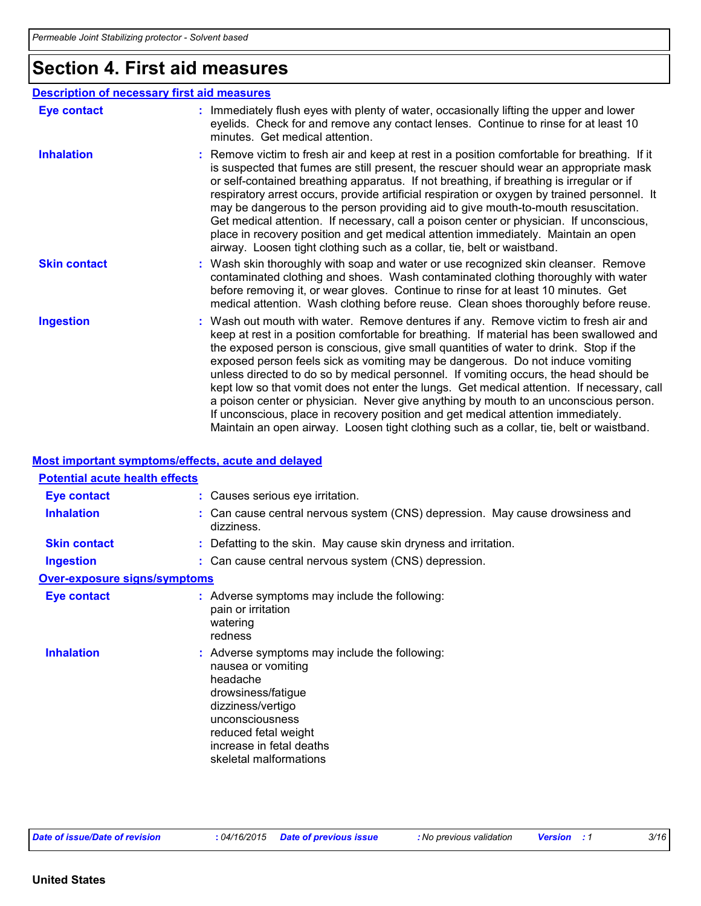# Section 4. First aid measures

## Description of necessary first aid measures

**Eye contact** : Immediately flush eyes with plenty of water, occasionally lifting the upper and lower eyelids. Check for and remove any contact lenses. Continue to rinse for at least 10 minutes. Get medical attention.

**Inhalation** : Remove victim to fresh air and keep at rest in a position comfortable for breathing. If it is suspected that fumes are still present, the rescuer should wear an appropriate mask or self-contained breathing apparatus. If not breathing, if breathing is irregular or if respiratory arrest occurs, provide artificial respiration or oxygen by trained personnel. It may be dangerous to the person providing aid to give mouth-to-mouth resuscitation. Get medical attention. If necessary, call a poison center or physician. If unconscious, place in recovery position and get medical attention immediately. Maintain an open airway. Loosen tight clothing such as a collar, tie, belt or waistband.

**Skin contact** : Wash skin thoroughly with soap and water or use recognized skin cleanser. Remove contaminated clothing and shoes. Wash contaminated clothing thoroughly with water before removing it, or wear gloves. Continue to rinse for at least 10 minutes. Get medical attention. Wash clothing before reuse. Clean shoes thoroughly before reuse.

**Ingestion** : Wash out mouth with water. Remove dentures if any. Remove victim to fresh air and keep at rest in a position comfortable for breathing. If material has been swallowed and the exposed person is conscious, give small quantities of water to drink. Stop if the exposed person feels sick as vomiting may be dangerous. Do not induce vomiting unless directed to do so by medical personnel. If vomiting occurs, the head should be kept low so that vomit does not enter the lungs. Get medical attention. If necessary, call a poison center or physician. Never give anything by mouth to an unconscious person. If unconscious, place in recovery position and get medical attention immediately. Maintain an open airway. Loosen tight clothing such as a collar, tie, belt or waistband.

## Most important symptoms/effects, acute and delayed

### Potential acute health effects

**Eye contact** : Causes serious eye irritation.

**Inhalation** : Can cause central nervous system (CNS) depression. May cause drowsiness and dizziness.

**Skin contact** : Defatting to the skin. May cause skin dryness and irritation.

**Ingestion** : Can cause central nervous system (CNS) depression.

### Over-exposure signs/symptoms

**Eye contact** : Adverse symptoms may include the following:
pain or irritation
watering
redness

**Inhalation** : Adverse symptoms may include the following:
nausea or vomiting
headache
drowsiness/fatigue
dizziness/vertigo
unconsciousness
reduced fetal weight
increase in fetal deaths
skeletal malformations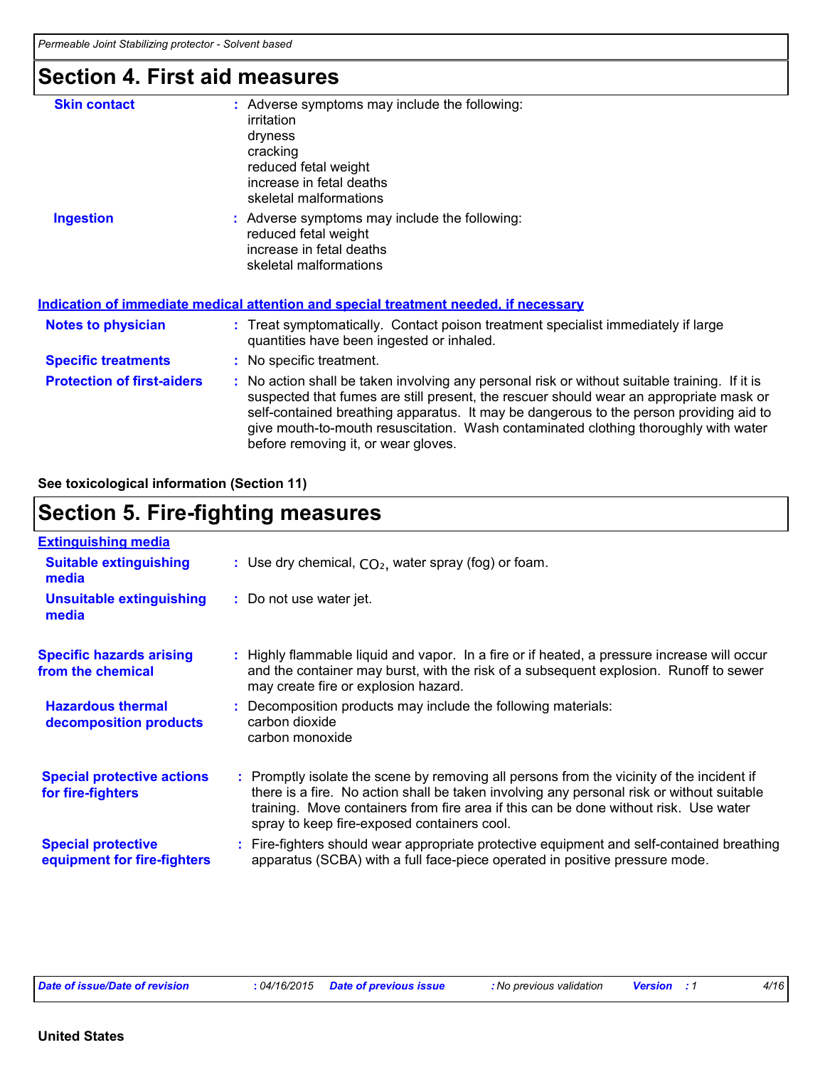## Section 4. First aid measures

**Skin contact** : Adverse symptoms may include the following:
irritation
dryness
cracking
reduced fetal weight
increase in fetal deaths
skeletal malformations

**Ingestion** : Adverse symptoms may include the following:
reduced fetal weight
increase in fetal deaths
skeletal malformations

### Indication of immediate medical attention and special treatment needed, if necessary

**Notes to physician** : Treat symptomatically. Contact poison treatment specialist immediately if large quantities have been ingested or inhaled.

**Specific treatments** : No specific treatment.

**Protection of first-aiders** : No action shall be taken involving any personal risk or without suitable training. If it is suspected that fumes are still present, the rescuer should wear an appropriate mask or self-contained breathing apparatus. It may be dangerous to the person providing aid to give mouth-to-mouth resuscitation. Wash contaminated clothing thoroughly with water before removing it, or wear gloves.

**See toxicological information (Section 11)**

## Section 5. Fire-fighting measures

### Extinguishing media

**Suitable extinguishing media** : Use dry chemical, $CO_2$, water spray (fog) or foam.

**Unsuitable extinguishing media** : Do not use water jet.

**Specific hazards arising from the chemical** : Highly flammable liquid and vapor. In a fire or if heated, a pressure increase will occur and the container may burst, with the risk of a subsequent explosion. Runoff to sewer may create fire or explosion hazard.

**Hazardous thermal decomposition products** : Decomposition products may include the following materials:
carbon dioxide
carbon monoxide

**Special protective actions for fire-fighters** : Promptly isolate the scene by removing all persons from the vicinity of the incident if there is a fire. No action shall be taken involving any personal risk or without suitable training. Move containers from fire area if this can be done without risk. Use water spray to keep fire-exposed containers cool.

**Special protective equipment for fire-fighters** : Fire-fighters should wear appropriate protective equipment and self-contained breathing apparatus (SCBA) with a full face-piece operated in positive pressure mode.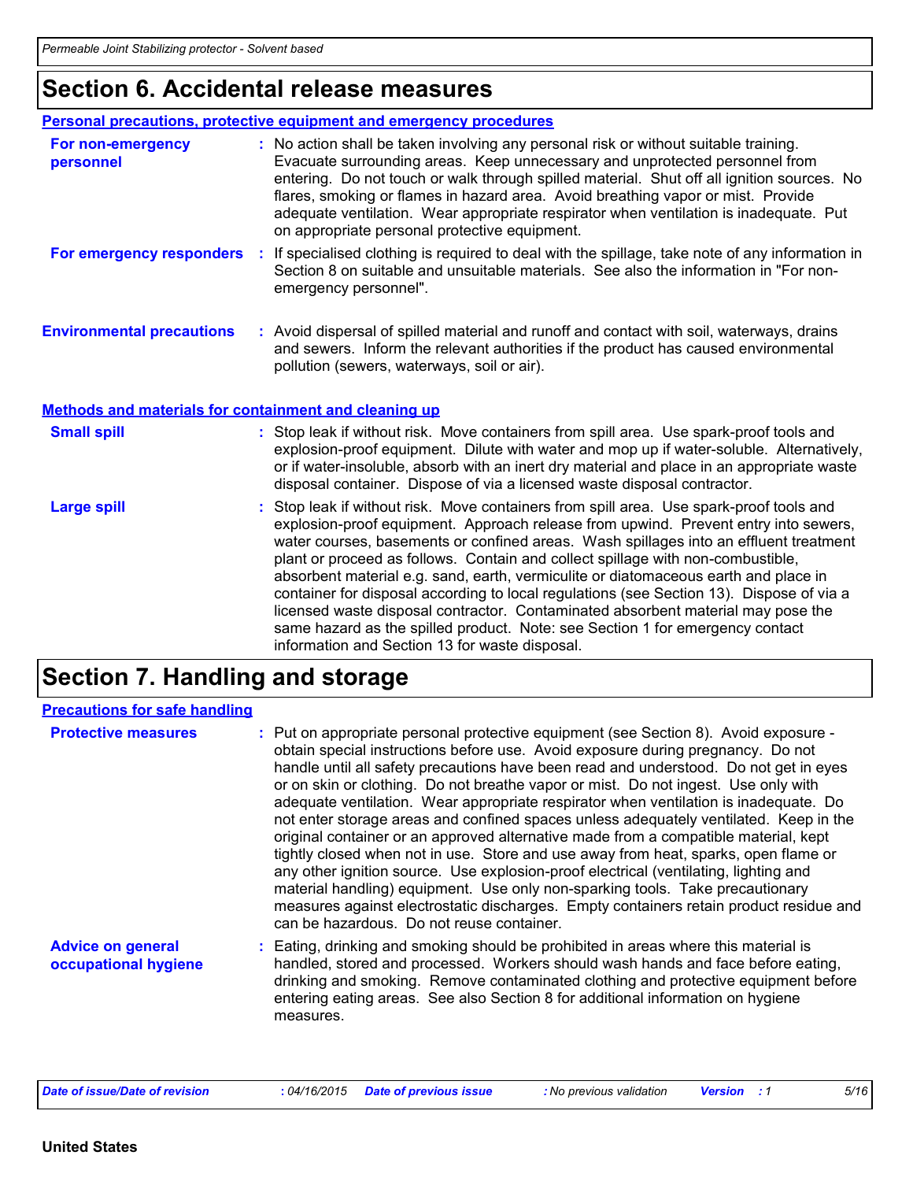# Section 6. Accidental release measures

### Personal precautions, protective equipment and emergency procedures

**For non-emergency personnel** : No action shall be taken involving any personal risk or without suitable training. Evacuate surrounding areas. Keep unnecessary and unprotected personnel from entering. Do not touch or walk through spilled material. Shut off all ignition sources. No flares, smoking or flames in hazard area. Avoid breathing vapor or mist. Provide adequate ventilation. Wear appropriate respirator when ventilation is inadequate. Put on appropriate personal protective equipment.

**For emergency responders** : If specialised clothing is required to deal with the spillage, take note of any information in Section 8 on suitable and unsuitable materials. See also the information in "For non-emergency personnel".

**Environmental precautions** : Avoid dispersal of spilled material and runoff and contact with soil, waterways, drains and sewers. Inform the relevant authorities if the product has caused environmental pollution (sewers, waterways, soil or air).

### Methods and materials for containment and cleaning up

**Small spill** : Stop leak if without risk. Move containers from spill area. Use spark-proof tools and explosion-proof equipment. Dilute with water and mop up if water-soluble. Alternatively, or if water-insoluble, absorb with an inert dry material and place in an appropriate waste disposal container. Dispose of via a licensed waste disposal contractor.

**Large spill** : Stop leak if without risk. Move containers from spill area. Use spark-proof tools and explosion-proof equipment. Approach release from upwind. Prevent entry into sewers, water courses, basements or confined areas. Wash spillages into an effluent treatment plant or proceed as follows. Contain and collect spillage with non-combustible, absorbent material e.g. sand, earth, vermiculite or diatomaceous earth and place in container for disposal according to local regulations (see Section 13). Dispose of via a licensed waste disposal contractor. Contaminated absorbent material may pose the same hazard as the spilled product. Note: see Section 1 for emergency contact information and Section 13 for waste disposal.

# Section 7. Handling and storage

### Precautions for safe handling

**Protective measures** : Put on appropriate personal protective equipment (see Section 8). Avoid exposure - obtain special instructions before use. Avoid exposure during pregnancy. Do not handle until all safety precautions have been read and understood. Do not get in eyes or on skin or clothing. Do not breathe vapor or mist. Do not ingest. Use only with adequate ventilation. Wear appropriate respirator when ventilation is inadequate. Do not enter storage areas and confined spaces unless adequately ventilated. Keep in the original container or an approved alternative made from a compatible material, kept tightly closed when not in use. Store and use away from heat, sparks, open flame or any other ignition source. Use explosion-proof electrical (ventilating, lighting and material handling) equipment. Use only non-sparking tools. Take precautionary measures against electrostatic discharges. Empty containers retain product residue and can be hazardous. Do not reuse container.

**Advice on general occupational hygiene** : Eating, drinking and smoking should be prohibited in areas where this material is handled, stored and processed. Workers should wash hands and face before eating, drinking and smoking. Remove contaminated clothing and protective equipment before entering eating areas. See also Section 8 for additional information on hygiene measures.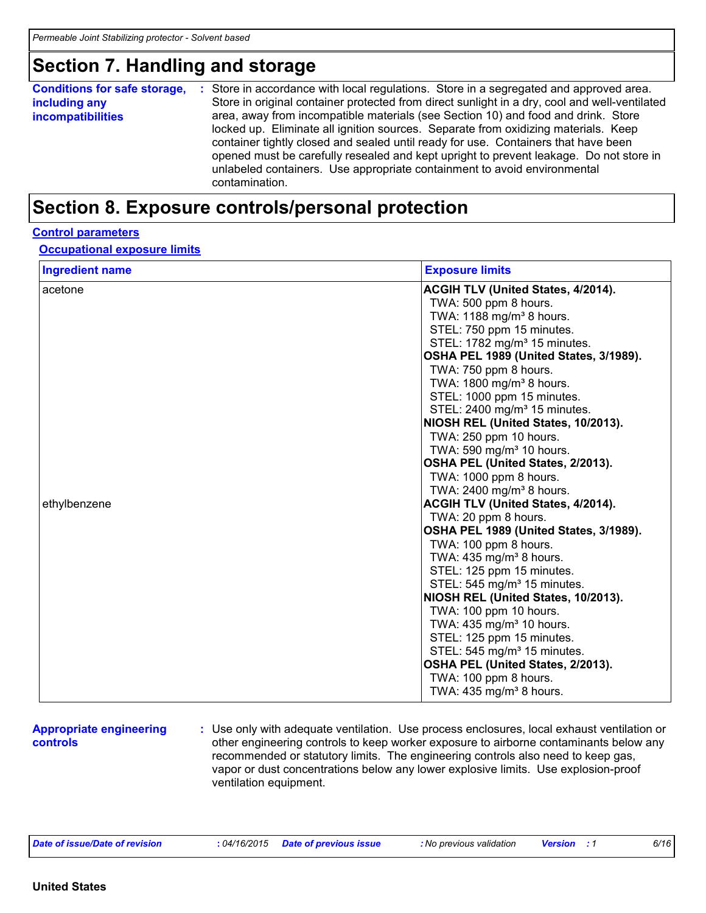## Section 7. Handling and storage

**Conditions for safe storage, including any incompatibilities** : Store in accordance with local regulations. Store in a segregated and approved area. Store in original container protected from direct sunlight in a dry, cool and well-ventilated area, away from incompatible materials (see Section 10) and food and drink. Store locked up. Eliminate all ignition sources. Separate from oxidizing materials. Keep container tightly closed and sealed until ready for use. Containers that have been opened must be carefully resealed and kept upright to prevent leakage. Do not store in unlabeled containers. Use appropriate containment to avoid environmental contamination.

## Section 8. Exposure controls/personal protection

**Control parameters**

**Occupational exposure limits**

| Ingredient name | Exposure limits |
|---|---|
| acetone | **ACGIH TLV (United States, 4/2014).**<br>TWA: 500 ppm 8 hours.<br>TWA: 1188 mg/m³ 8 hours.<br>STEL: 750 ppm 15 minutes.<br>STEL: 1782 mg/m³ 15 minutes.<br>**OSHA PEL 1989 (United States, 3/1989).**<br>TWA: 750 ppm 8 hours.<br>TWA: 1800 mg/m³ 8 hours.<br>STEL: 1000 ppm 15 minutes.<br>STEL: 2400 mg/m³ 15 minutes.<br>**NIOSH REL (United States, 10/2013).**<br>TWA: 250 ppm 10 hours.<br>TWA: 590 mg/m³ 10 hours.<br>**OSHA PEL (United States, 2/2013).**<br>TWA: 1000 ppm 8 hours.<br>TWA: 2400 mg/m³ 8 hours. |
| ethylbenzene | **ACGIH TLV (United States, 4/2014).**<br>TWA: 20 ppm 8 hours.<br>**OSHA PEL 1989 (United States, 3/1989).**<br>TWA: 100 ppm 8 hours.<br>TWA: 435 mg/m³ 8 hours.<br>STEL: 125 ppm 15 minutes.<br>STEL: 545 mg/m³ 15 minutes.<br>**NIOSH REL (United States, 10/2013).**<br>TWA: 100 ppm 10 hours.<br>TWA: 435 mg/m³ 10 hours.<br>STEL: 125 ppm 15 minutes.<br>STEL: 545 mg/m³ 15 minutes.<br>**OSHA PEL (United States, 2/2013).**<br>TWA: 100 ppm 8 hours.<br>TWA: 435 mg/m³ 8 hours. |

**Appropriate engineering controls** : Use only with adequate ventilation. Use process enclosures, local exhaust ventilation or other engineering controls to keep worker exposure to airborne contaminants below any recommended or statutory limits. The engineering controls also need to keep gas, vapor or dust concentrations below any lower explosive limits. Use explosion-proof ventilation equipment.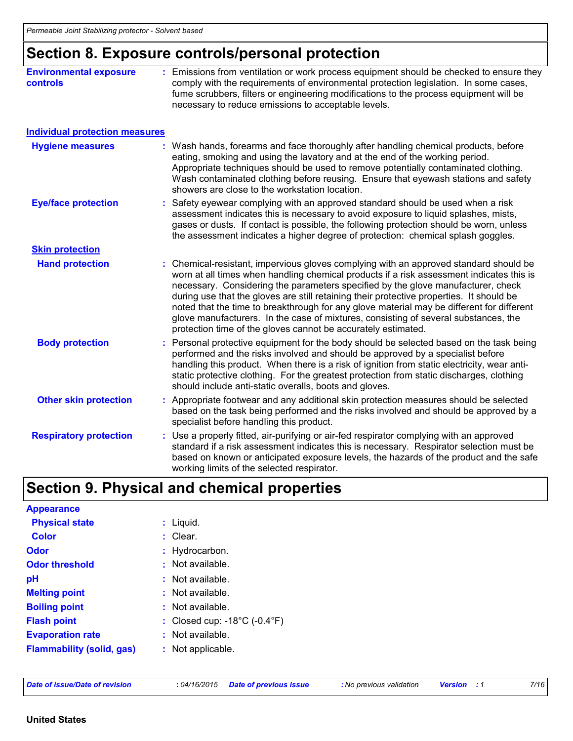## Section 8. Exposure controls/personal protection

**Environmental exposure controls** : Emissions from ventilation or work process equipment should be checked to ensure they comply with the requirements of environmental protection legislation. In some cases, fume scrubbers, filters or engineering modifications to the process equipment will be necessary to reduce emissions to acceptable levels.

### Individual protection measures

**Hygiene measures** : Wash hands, forearms and face thoroughly after handling chemical products, before eating, smoking and using the lavatory and at the end of the working period. Appropriate techniques should be used to remove potentially contaminated clothing. Wash contaminated clothing before reusing. Ensure that eyewash stations and safety showers are close to the workstation location.

**Eye/face protection** : Safety eyewear complying with an approved standard should be used when a risk assessment indicates this is necessary to avoid exposure to liquid splashes, mists, gases or dusts. If contact is possible, the following protection should be worn, unless the assessment indicates a higher degree of protection: chemical splash goggles.

**Skin protection**

**Hand protection** : Chemical-resistant, impervious gloves complying with an approved standard should be worn at all times when handling chemical products if a risk assessment indicates this is necessary. Considering the parameters specified by the glove manufacturer, check during use that the gloves are still retaining their protective properties. It should be noted that the time to breakthrough for any glove material may be different for different glove manufacturers. In the case of mixtures, consisting of several substances, the protection time of the gloves cannot be accurately estimated.

**Body protection** : Personal protective equipment for the body should be selected based on the task being performed and the risks involved and should be approved by a specialist before handling this product. When there is a risk of ignition from static electricity, wear anti-static protective clothing. For the greatest protection from static discharges, clothing should include anti-static overalls, boots and gloves.

**Other skin protection** : Appropriate footwear and any additional skin protection measures should be selected based on the task being performed and the risks involved and should be approved by a specialist before handling this product.

**Respiratory protection** : Use a properly fitted, air-purifying or air-fed respirator complying with an approved standard if a risk assessment indicates this is necessary. Respirator selection must be based on known or anticipated exposure levels, the hazards of the product and the safe working limits of the selected respirator.

## Section 9. Physical and chemical properties

**Appearance**

**Physical state** : Liquid.

**Color** : Clear.

**Odor** : Hydrocarbon.

**Odor threshold** : Not available.

**pH** : Not available.

**Melting point** : Not available.

**Boiling point** : Not available.

**Flash point** : Closed cup: -18°C (-0.4°F)

**Evaporation rate** : Not available.

**Flammability (solid, gas)** : Not applicable.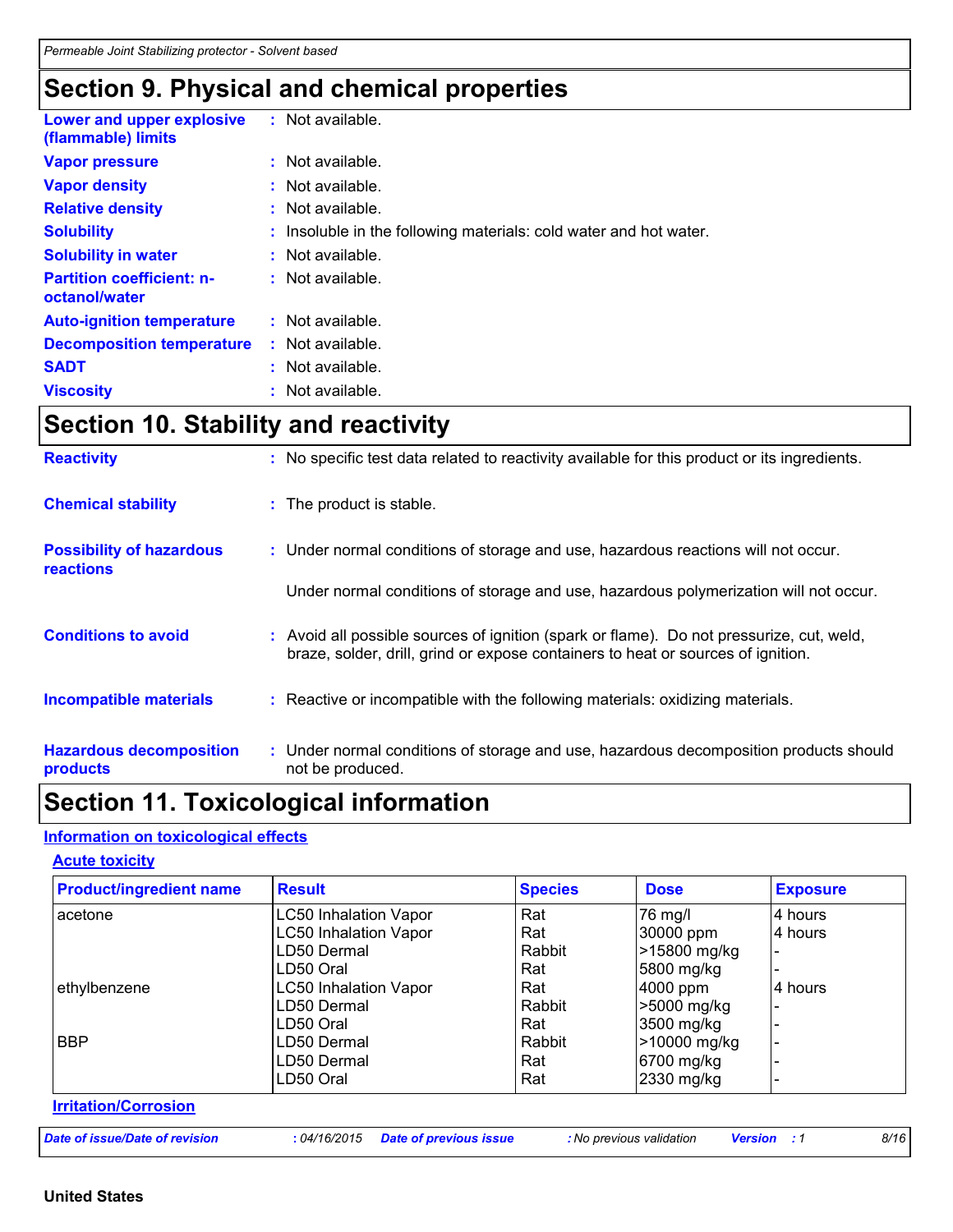## Section 9. Physical and chemical properties

| | |
|---|---|
| **Lower and upper explosive (flammable) limits** | : Not available. |
| **Vapor pressure** | : Not available. |
| **Vapor density** | : Not available. |
| **Relative density** | : Not available. |
| **Solubility** | : Insoluble in the following materials: cold water and hot water. |
| **Solubility in water** | : Not available. |
| **Partition coefficient: n-octanol/water** | : Not available. |
| **Auto-ignition temperature** | : Not available. |
| **Decomposition temperature** | : Not available. |
| **SADT** | : Not available. |
| **Viscosity** | : Not available. |

## Section 10. Stability and reactivity

**Reactivity** : No specific test data related to reactivity available for this product or its ingredients.

**Chemical stability** : The product is stable.

**Possibility of hazardous reactions** : Under normal conditions of storage and use, hazardous reactions will not occur.

Under normal conditions of storage and use, hazardous polymerization will not occur.

**Conditions to avoid** : Avoid all possible sources of ignition (spark or flame). Do not pressurize, cut, weld, braze, solder, drill, grind or expose containers to heat or sources of ignition.

**Incompatible materials** : Reactive or incompatible with the following materials: oxidizing materials.

**Hazardous decomposition products** : Under normal conditions of storage and use, hazardous decomposition products should not be produced.

## Section 11. Toxicological information

### Information on toxicological effects

#### Acute toxicity

| Product/ingredient name | Result | Species | Dose | Exposure |
|---|---|---|---|---|
| acetone | LC50 Inhalation Vapor | Rat | 76 mg/l | 4 hours |
| | LC50 Inhalation Vapor | Rat | 30000 ppm | 4 hours |
| | LD50 Dermal | Rabbit | >15800 mg/kg | - |
| | LD50 Oral | Rat | 5800 mg/kg | - |
| ethylbenzene | LC50 Inhalation Vapor | Rat | 4000 ppm | 4 hours |
| | LD50 Dermal | Rabbit | >5000 mg/kg | - |
| | LD50 Oral | Rat | 3500 mg/kg | - |
| BBP | LD50 Dermal | Rabbit | >10000 mg/kg | - |
| | LD50 Dermal | Rat | 6700 mg/kg | - |
| | LD50 Oral | Rat | 2330 mg/kg | - |

#### Irritation/Corrosion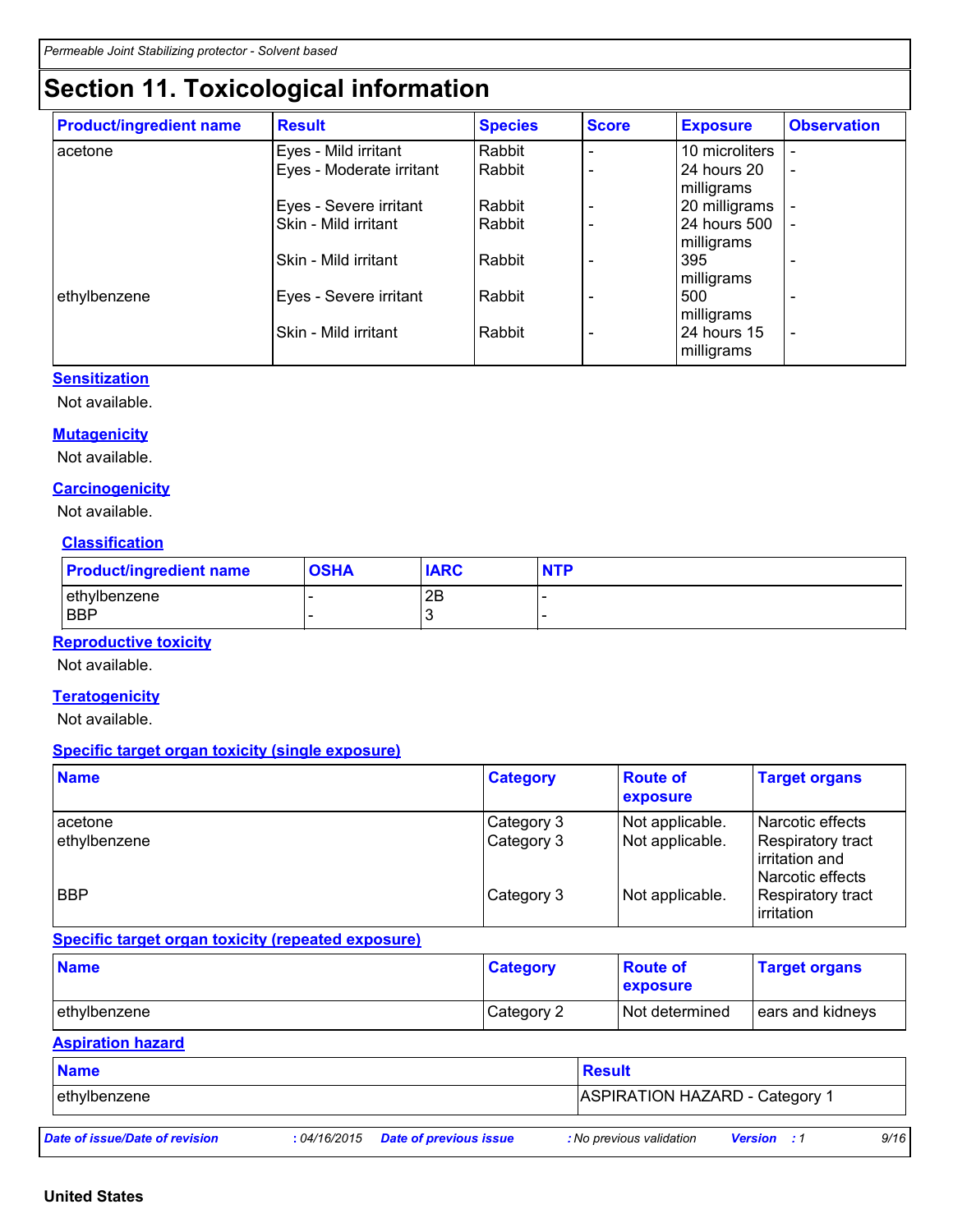# Section 11. Toxicological information

| Product/ingredient name | Result | Species | Score | Exposure | Observation |
|---|---|---|---|---|---|
| acetone | Eyes - Mild irritant | Rabbit | - | 10 microliters | - |
| | Eyes - Moderate irritant | Rabbit | - | 24 hours 20 milligrams | - |
| | Eyes - Severe irritant | Rabbit | - | 20 milligrams | - |
| | Skin - Mild irritant | Rabbit | - | 24 hours 500 milligrams | - |
| | Skin - Mild irritant | Rabbit | - | 395 milligrams | - |
| ethylbenzene | Eyes - Severe irritant | Rabbit | - | 500 milligrams | - |
| | Skin - Mild irritant | Rabbit | - | 24 hours 15 milligrams | - |

**Sensitization**

Not available.

**Mutagenicity**

Not available.

**Carcinogenicity**

Not available.

**Classification**

| Product/ingredient name | OSHA | IARC | NTP |
|---|---|---|---|
| ethylbenzene | - | 2B | - |
| BBP | - | 3 | - |

**Reproductive toxicity**

Not available.

**Teratogenicity**

Not available.

**Specific target organ toxicity (single exposure)**

| Name | Category | Route of exposure | Target organs |
|---|---|---|---|
| acetone | Category 3 | Not applicable. | Narcotic effects |
| ethylbenzene | Category 3 | Not applicable. | Respiratory tract irritation and Narcotic effects |
| BBP | Category 3 | Not applicable. | Respiratory tract irritation |

**Specific target organ toxicity (repeated exposure)**

| Name | Category | Route of exposure | Target organs |
|---|---|---|---|
| ethylbenzene | Category 2 | Not determined | ears and kidneys |

**Aspiration hazard**

| Name | Result |
|---|---|
| ethylbenzene | ASPIRATION HAZARD - Category 1 |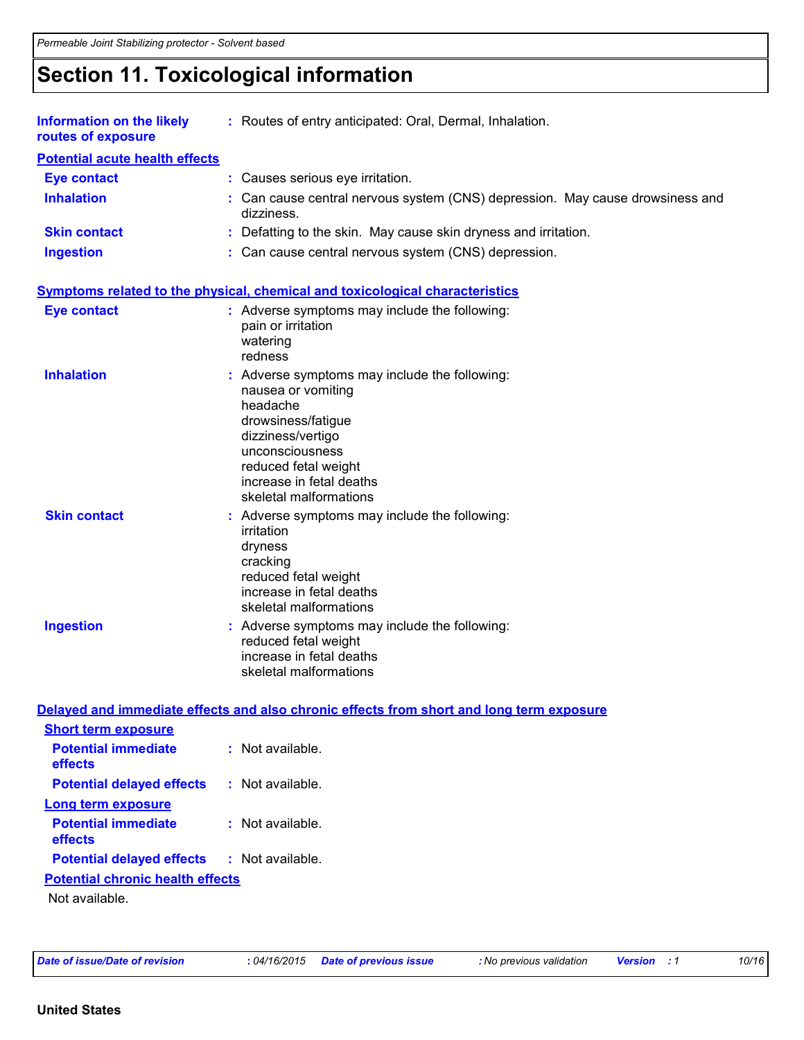# Section 11. Toxicological information

**Information on the likely routes of exposure** : Routes of entry anticipated: Oral, Dermal, Inhalation.

**Potential acute health effects**

**Eye contact** : Causes serious eye irritation.

**Inhalation** : Can cause central nervous system (CNS) depression. May cause drowsiness and dizziness.

**Skin contact** : Defatting to the skin. May cause skin dryness and irritation.

**Ingestion** : Can cause central nervous system (CNS) depression.

**Symptoms related to the physical, chemical and toxicological characteristics**

**Eye contact** : Adverse symptoms may include the following:
pain or irritation
watering
redness

**Inhalation** : Adverse symptoms may include the following:
nausea or vomiting
headache
drowsiness/fatigue
dizziness/vertigo
unconsciousness
reduced fetal weight
increase in fetal deaths
skeletal malformations

**Skin contact** : Adverse symptoms may include the following:
irritation
dryness
cracking
reduced fetal weight
increase in fetal deaths
skeletal malformations

**Ingestion** : Adverse symptoms may include the following:
reduced fetal weight
increase in fetal deaths
skeletal malformations

**Delayed and immediate effects and also chronic effects from short and long term exposure**

**Short term exposure**

**Potential immediate effects** : Not available.

**Potential delayed effects** : Not available.

**Long term exposure**

**Potential immediate effects** : Not available.

**Potential delayed effects** : Not available.

**Potential chronic health effects**

Not available.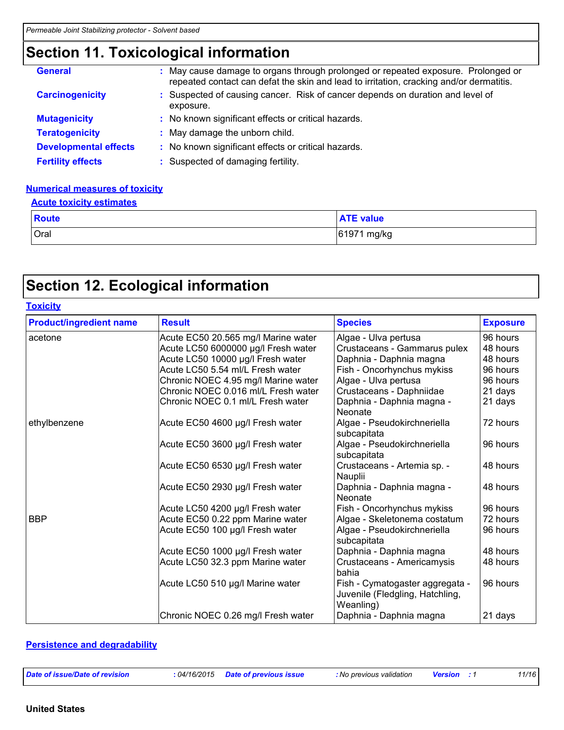# Section 11. Toxicological information

**General** : May cause damage to organs through prolonged or repeated exposure. Prolonged or repeated contact can defat the skin and lead to irritation, cracking and/or dermatitis.

**Carcinogenicity** : Suspected of causing cancer. Risk of cancer depends on duration and level of exposure.

**Mutagenicity** : No known significant effects or critical hazards.

**Teratogenicity** : May damage the unborn child.

**Developmental effects** : No known significant effects or critical hazards.

**Fertility effects** : Suspected of damaging fertility.

### Numerical measures of toxicity

#### Acute toxicity estimates

| Route | ATE value |
|---|---|
| Oral | 61971 mg/kg |

# Section 12. Ecological information

### Toxicity

| Product/ingredient name | Result | Species | Exposure |
|---|---|---|---|
| acetone | Acute EC50 20.565 mg/l Marine water | Algae - Ulva pertusa | 96 hours |
| | Acute LC50 6000000 µg/l Fresh water | Crustaceans - Gammarus pulex | 48 hours |
| | Acute LC50 10000 µg/l Fresh water | Daphnia - Daphnia magna | 48 hours |
| | Acute LC50 5.54 ml/L Fresh water | Fish - Oncorhynchus mykiss | 96 hours |
| | Chronic NOEC 4.95 mg/l Marine water | Algae - Ulva pertusa | 96 hours |
| | Chronic NOEC 0.016 ml/L Fresh water | Crustaceans - Daphniidae | 21 days |
| | Chronic NOEC 0.1 ml/L Fresh water | Daphnia - Daphnia magna - Neonate | 21 days |
| ethylbenzene | Acute EC50 4600 µg/l Fresh water | Algae - Pseudokirchneriella subcapitata | 72 hours |
| | Acute EC50 3600 µg/l Fresh water | Algae - Pseudokirchneriella subcapitata | 96 hours |
| | Acute EC50 6530 µg/l Fresh water | Crustaceans - Artemia sp. - Nauplii | 48 hours |
| | Acute EC50 2930 µg/l Fresh water | Daphnia - Daphnia magna - Neonate | 48 hours |
| | Acute LC50 4200 µg/l Fresh water | Fish - Oncorhynchus mykiss | 96 hours |
| BBP | Acute EC50 0.22 ppm Marine water | Algae - Skeletonema costatum | 72 hours |
| | Acute EC50 100 µg/l Fresh water | Algae - Pseudokirchneriella subcapitata | 96 hours |
| | Acute EC50 1000 µg/l Fresh water | Daphnia - Daphnia magna | 48 hours |
| | Acute LC50 32.3 ppm Marine water | Crustaceans - Americamysis bahia | 48 hours |
| | Acute LC50 510 µg/l Marine water | Fish - Cymatogaster aggregata - Juvenile (Fledgling, Hatchling, Weanling) | 96 hours |
| | Chronic NOEC 0.26 mg/l Fresh water | Daphnia - Daphnia magna | 21 days |

### Persistence and degradability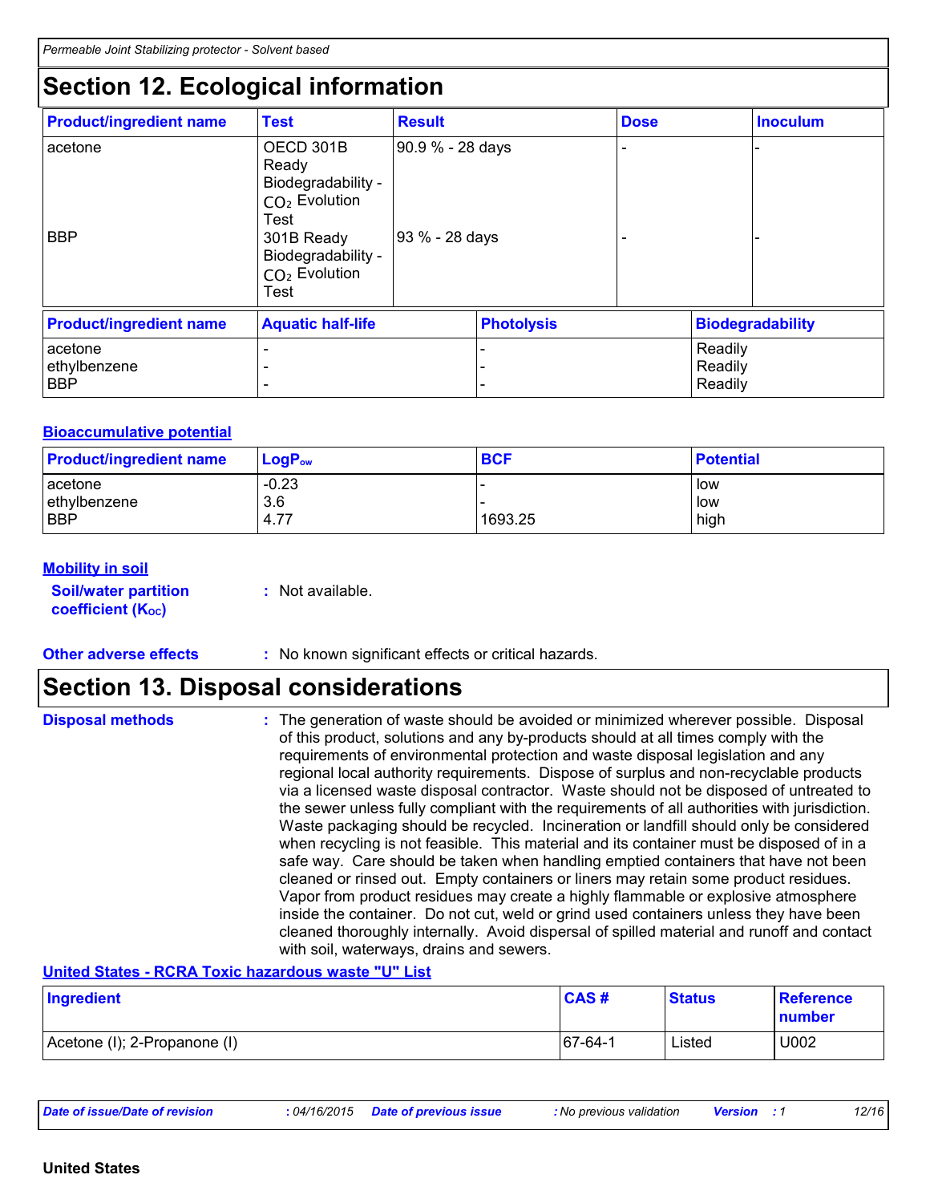*Permeable Joint Stabilizing protector - Solvent based*

# Section 12. Ecological information

| Product/ingredient name | Test | Result | Dose | Inoculum |
|---|---|---|---|---|
| acetone | OECD 301B Ready Biodegradability - $CO_2$ Evolution Test | 90.9 % - 28 days | - | - |
| BBP | 301B Ready Biodegradability - $CO_2$ Evolution Test | 93 % - 28 days | - | - |

| Product/ingredient name | Aquatic half-life | Photolysis | Biodegradability |
|---|---|---|---|
| acetone | - | - | Readily |
| ethylbenzene | - | - | Readily |
| BBP | - | - | Readily |

### Bioaccumulative potential

| Product/ingredient name | $LogP_{ow}$ | BCF | Potential |
|---|---|---|---|
| acetone | -0.23 | - | low |
| ethylbenzene | 3.6 | - | low |
| BBP | 4.77 | 1693.25 | high |

### Mobility in soil

**Soil/water partition coefficient ($K_{OC}$)** : Not available.

**Other adverse effects** : No known significant effects or critical hazards.

# Section 13. Disposal considerations

**Disposal methods** : The generation of waste should be avoided or minimized wherever possible. Disposal of this product, solutions and any by-products should at all times comply with the requirements of environmental protection and waste disposal legislation and any regional local authority requirements. Dispose of surplus and non-recyclable products via a licensed waste disposal contractor. Waste should not be disposed of untreated to the sewer unless fully compliant with the requirements of all authorities with jurisdiction. Waste packaging should be recycled. Incineration or landfill should only be considered when recycling is not feasible. This material and its container must be disposed of in a safe way. Care should be taken when handling emptied containers that have not been cleaned or rinsed out. Empty containers or liners may retain some product residues. Vapor from product residues may create a highly flammable or explosive atmosphere inside the container. Do not cut, weld or grind used containers unless they have been cleaned thoroughly internally. Avoid dispersal of spilled material and runoff and contact with soil, waterways, drains and sewers.

### United States - RCRA Toxic hazardous waste "U" List

| Ingredient | CAS # | Status | Reference number |
|---|---|---|---|
| Acetone (I); 2-Propanone (I) | 67-64-1 | Listed | U002 |

*Date of issue/Date of revision* : 04/16/2015 *Date of previous issue* : No previous validation *Version* : 1

**United States**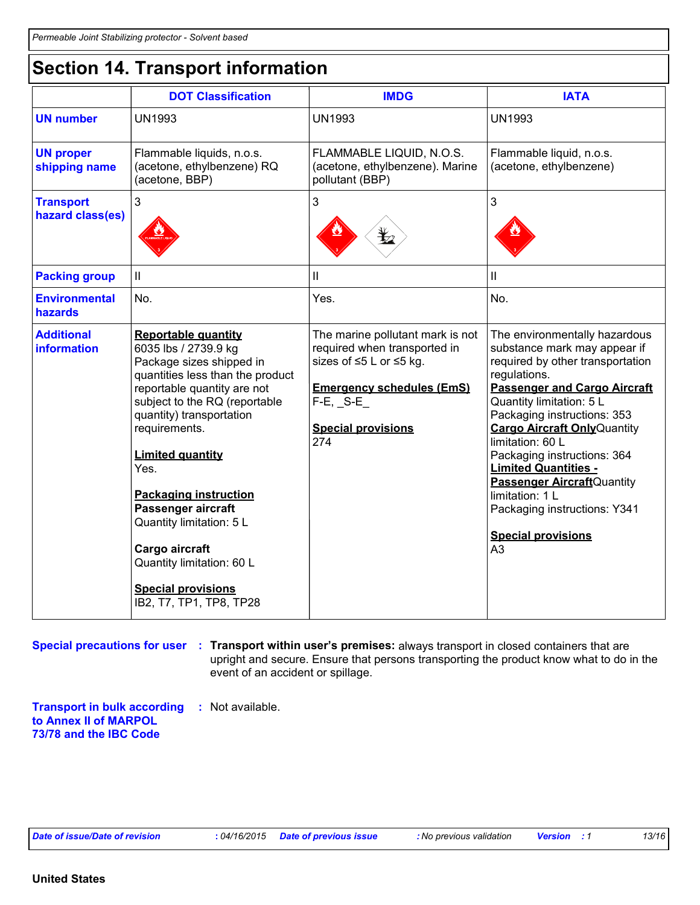# Section 14. Transport information

| | DOT Classification | IMDG | IATA |
|---|---|---|---|
| **UN number** | UN1993 | UN1993 | UN1993 |
| **UN proper shipping name** | Flammable liquids, n.o.s. (acetone, ethylbenzene) RQ (acetone, BBP) | FLAMMABLE LIQUID, N.O.S. (acetone, ethylbenzene). Marine pollutant (BBP) | Flammable liquid, n.o.s. (acetone, ethylbenzene) |
| **Transport hazard class(es)** | 3 | 3 | 3 |
| **Packing group** | II | II | II |
| **Environmental hazards** | No. | Yes. | No. |
| **Additional information** | **Reportable quantity**<br>6035 lbs / 2739.9 kg<br>Package sizes shipped in quantities less than the product reportable quantity are not subject to the RQ (reportable quantity) transportation requirements.<br><br>**Limited quantity**<br>Yes.<br><br>**Packaging instruction**<br>**Passenger aircraft**<br>Quantity limitation: 5 L<br><br>**Cargo aircraft**<br>Quantity limitation: 60 L<br><br>**Special provisions**<br>IB2, T7, TP1, TP8, TP28 | The marine pollutant mark is not required when transported in sizes of ≤5 L or ≤5 kg.<br><br>**Emergency schedules (EmS)**<br>F-E, _S-E_<br><br>**Special provisions**<br>274 | The environmentally hazardous substance mark may appear if required by other transportation regulations.<br>**Passenger and Cargo Aircraft**<br>Quantity limitation: 5 L<br>Packaging instructions: 353<br>**Cargo Aircraft Only** Quantity limitation: 60 L<br>Packaging instructions: 364<br>**Limited Quantities - Passenger Aircraft** Quantity limitation: 1 L<br>Packaging instructions: Y341<br><br>**Special provisions**<br>A3 |

**Special precautions for user** : **Transport within user's premises:** always transport in closed containers that are upright and secure. Ensure that persons transporting the product know what to do in the event of an accident or spillage.

**Transport in bulk according to Annex II of MARPOL 73/78 and the IBC Code** : Not available.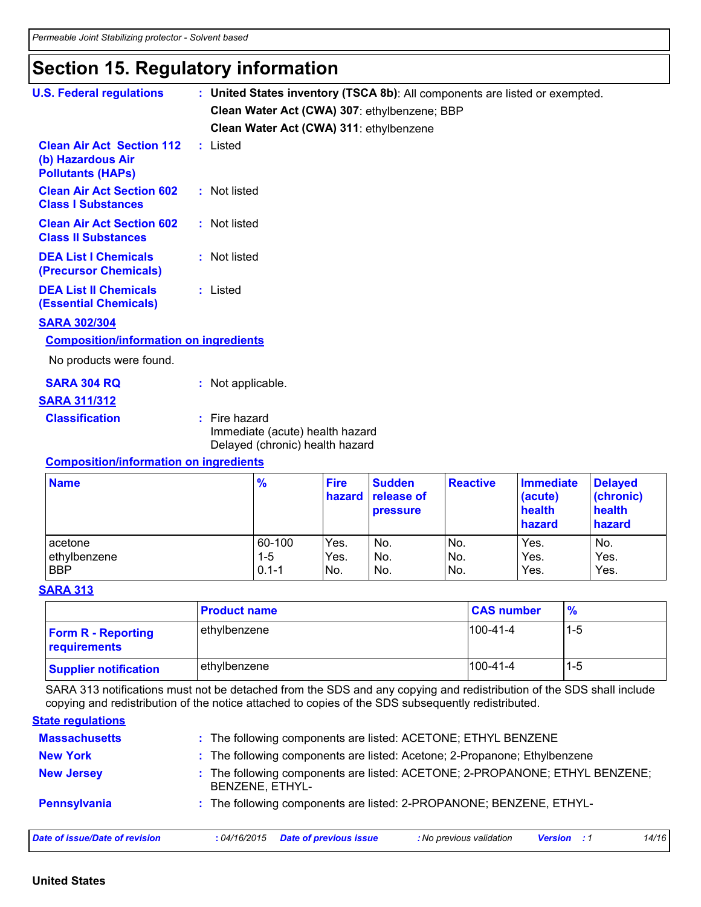# Section 15. Regulatory information

**U.S. Federal regulations** : **United States inventory (TSCA 8b)**: All components are listed or exempted.

**Clean Water Act (CWA) 307**: ethylbenzene; BBP

**Clean Water Act (CWA) 311**: ethylbenzene

**Clean Air Act Section 112 (b) Hazardous Air Pollutants (HAPs)** : Listed

**Clean Air Act Section 602 Class I Substances** : Not listed

**Clean Air Act Section 602 Class II Substances** : Not listed

**DEA List I Chemicals (Precursor Chemicals)** : Not listed

**DEA List II Chemicals (Essential Chemicals)** : Listed

## SARA 302/304

### Composition/information on ingredients

No products were found.

**SARA 304 RQ** : Not applicable.

## SARA 311/312

**Classification** : Fire hazard
Immediate (acute) health hazard
Delayed (chronic) health hazard

### Composition/information on ingredients

| Name | % | Fire hazard | Sudden release of pressure | Reactive | Immediate (acute) health hazard | Delayed (chronic) health hazard |
|---|---|---|---|---|---|---|
| acetone | 60-100 | Yes. | No. | No. | Yes. | No. |
| ethylbenzene | 1-5 | Yes. | No. | No. | Yes. | Yes. |
| BBP | 0.1-1 | No. | No. | No. | Yes. | Yes. |

## SARA 313

| | Product name | CAS number | % |
|---|---|---|---|
| **Form R - Reporting requirements** | ethylbenzene | 100-41-4 | 1-5 |
| **Supplier notification** | ethylbenzene | 100-41-4 | 1-5 |

SARA 313 notifications must not be detached from the SDS and any copying and redistribution of the SDS shall include copying and redistribution of the notice attached to copies of the SDS subsequently redistributed.

## State regulations

**Massachusetts** : The following components are listed: ACETONE; ETHYL BENZENE

**New York** : The following components are listed: Acetone; 2-Propanone; Ethylbenzene

**New Jersey** : The following components are listed: ACETONE; 2-PROPANONE; ETHYL BENZENE; BENZENE, ETHYL-

**Pennsylvania** : The following components are listed: 2-PROPANONE; BENZENE, ETHYL-

**United States**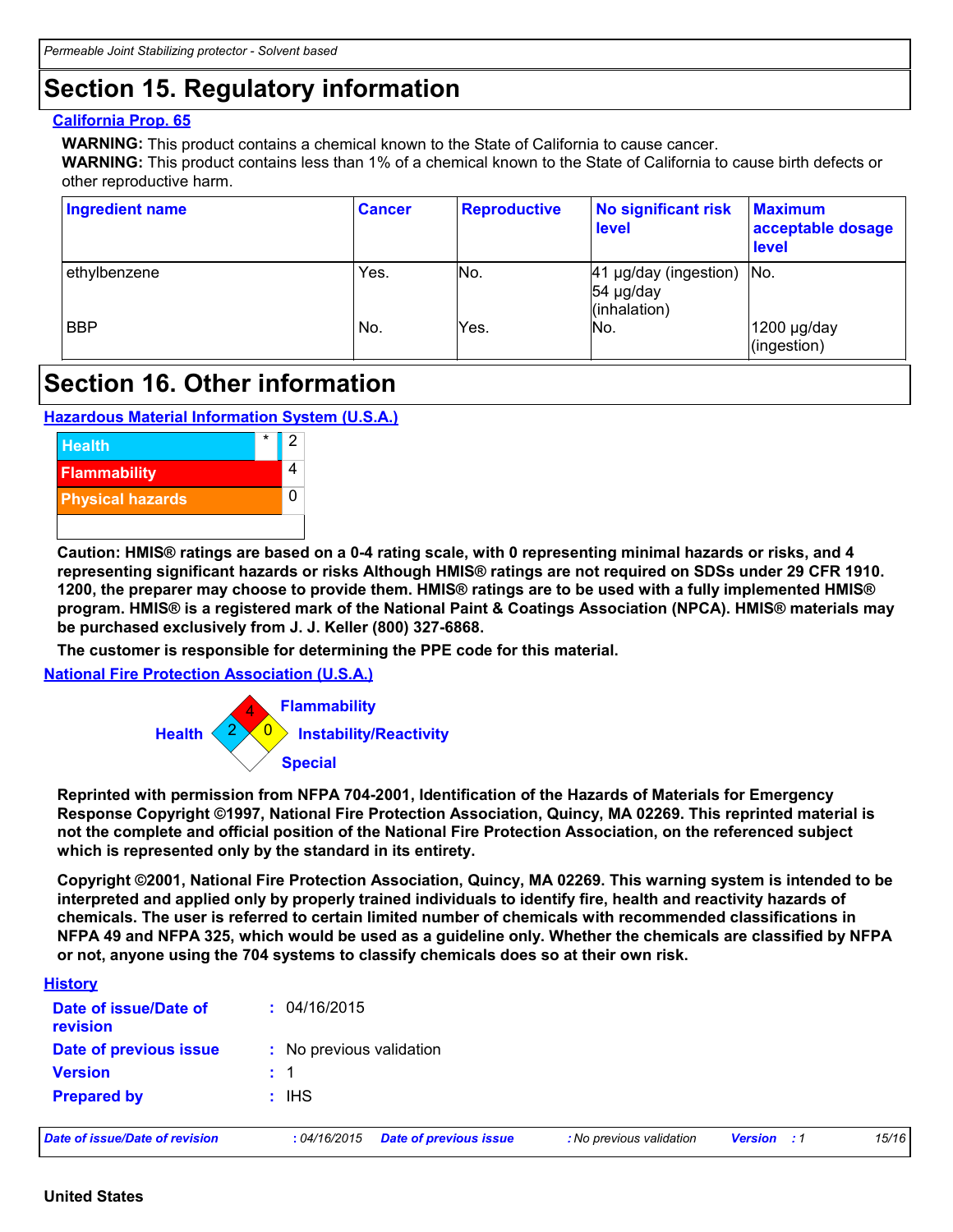## Section 15. Regulatory information

### California Prop. 65

**WARNING:** This product contains a chemical known to the State of California to cause cancer.
**WARNING:** This product contains less than 1% of a chemical known to the State of California to cause birth defects or other reproductive harm.

| Ingredient name | Cancer | Reproductive | No significant risk level | Maximum acceptable dosage level |
| --- | --- | --- | --- | --- |
| ethylbenzene | Yes. | No. | 41 µg/day (ingestion) 54 µg/day (inhalation) | No. |
| BBP | No. | Yes. | No. | 1200 µg/day (ingestion) |

## Section 16. Other information

### Hazardous Material Information System (U.S.A.)

| | | |
| --- | --- | --- |
| Health | * | 2 |
| Flammability | | 4 |
| Physical hazards | | 0 |

**Caution: HMIS® ratings are based on a 0-4 rating scale, with 0 representing minimal hazards or risks, and 4 representing significant hazards or risks Although HMIS® ratings are not required on SDSs under 29 CFR 1910. 1200, the preparer may choose to provide them. HMIS® ratings are to be used with a fully implemented HMIS® program. HMIS® is a registered mark of the National Paint & Coatings Association (NPCA). HMIS® materials may be purchased exclusively from J. J. Keller (800) 327-6868.**

**The customer is responsible for determining the PPE code for this material.**

### National Fire Protection Association (U.S.A.)

Flammability: 4
Health: 2
Instability/Reactivity: 0
Special:

**Reprinted with permission from NFPA 704-2001, Identification of the Hazards of Materials for Emergency Response Copyright ©1997, National Fire Protection Association, Quincy, MA 02269. This reprinted material is not the complete and official position of the National Fire Protection Association, on the referenced subject which is represented only by the standard in its entirety.**

**Copyright ©2001, National Fire Protection Association, Quincy, MA 02269. This warning system is intended to be interpreted and applied only by properly trained individuals to identify fire, health and reactivity hazards of chemicals. The user is referred to certain limited number of chemicals with recommended classifications in NFPA 49 and NFPA 325, which would be used as a guideline only. Whether the chemicals are classified by NFPA or not, anyone using the 704 systems to classify chemicals does so at their own risk.**

### History

| | |
| --- | --- |
| **Date of issue/Date of revision** | : 04/16/2015 |
| **Date of previous issue** | : No previous validation |
| **Version** | : 1 |
| **Prepared by** | : IHS |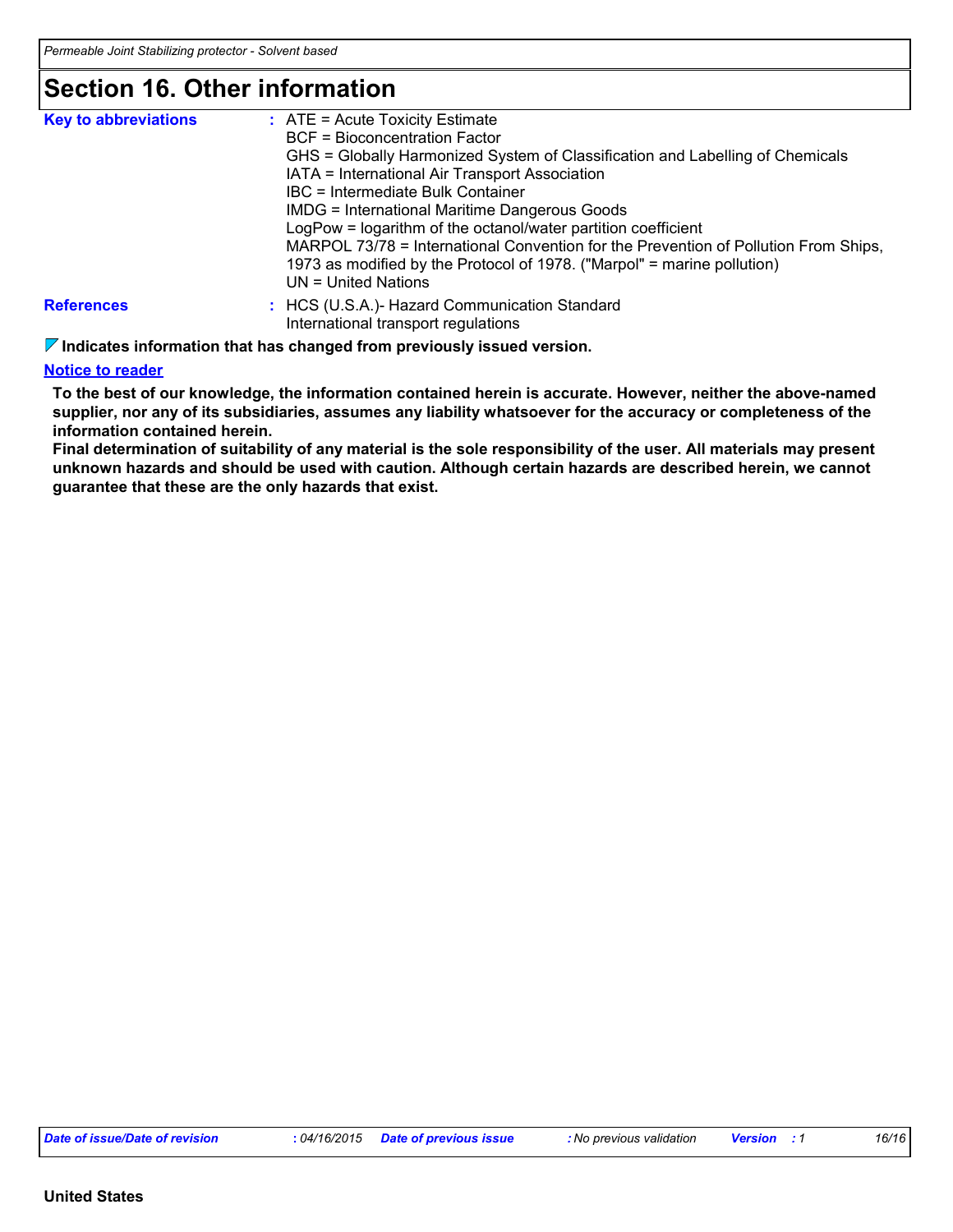# Section 16. Other information

**Key to abbreviations** : ATE = Acute Toxicity Estimate
BCF = Bioconcentration Factor
GHS = Globally Harmonized System of Classification and Labelling of Chemicals
IATA = International Air Transport Association
IBC = Intermediate Bulk Container
IMDG = International Maritime Dangerous Goods
LogPow = logarithm of the octanol/water partition coefficient
MARPOL 73/78 = International Convention for the Prevention of Pollution From Ships, 1973 as modified by the Protocol of 1978. ("Marpol" = marine pollution)
UN = United Nations

**References** : HCS (U.S.A.)- Hazard Communication Standard
International transport regulations

**Indicates information that has changed from previously issued version.**

**Notice to reader**

**To the best of our knowledge, the information contained herein is accurate. However, neither the above-named supplier, nor any of its subsidiaries, assumes any liability whatsoever for the accuracy or completeness of the information contained herein.**
**Final determination of suitability of any material is the sole responsibility of the user. All materials may present unknown hazards and should be used with caution. Although certain hazards are described herein, we cannot guarantee that these are the only hazards that exist.**